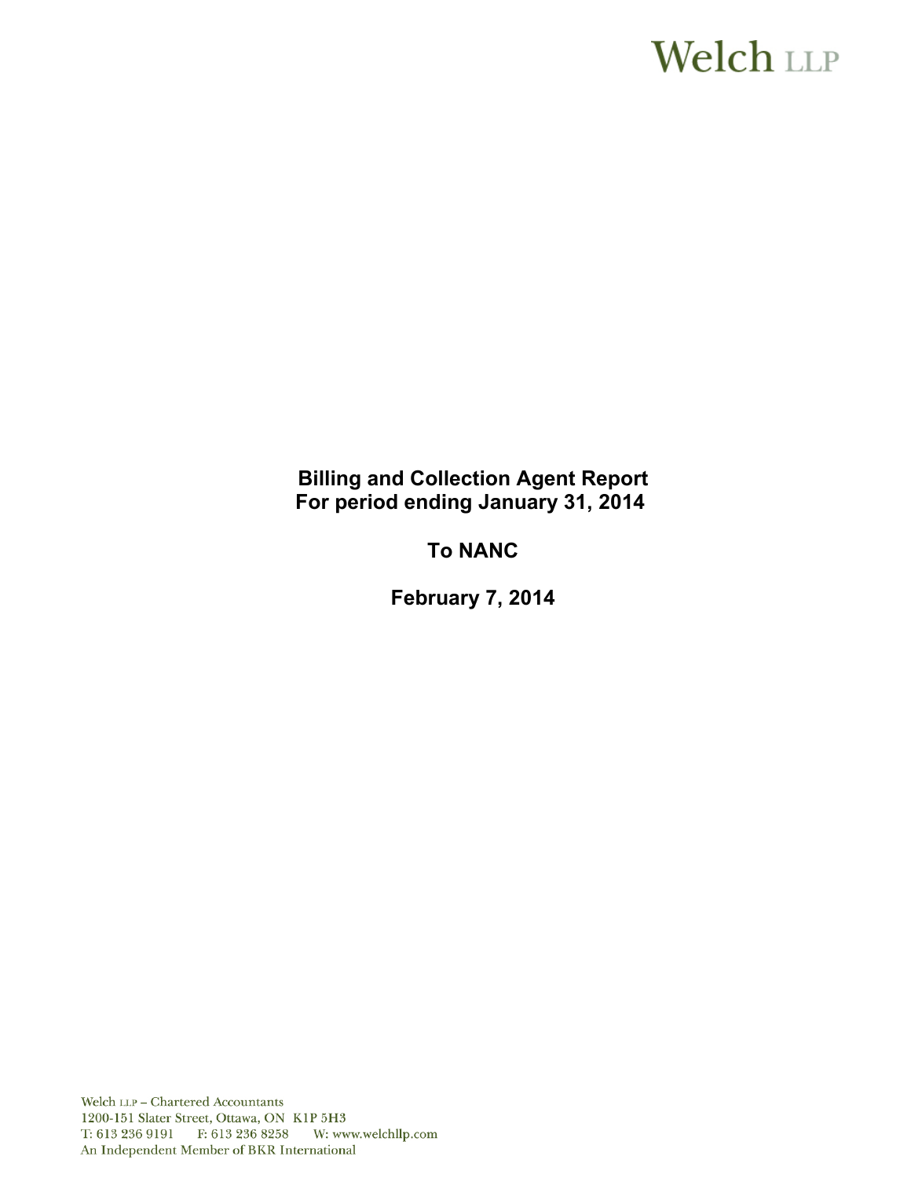Welch LLP

# Billing and Collection Agent Report
# For period ending January 31, 2014

# To NANC

# February 7, 2014

Welch LLP – Chartered Accountants
1200-151 Slater Street, Ottawa, ON K1P 5H3
T: 613 236 9191 F: 613 236 8258 W: www.welchllp.com
An Independent Member of BKR International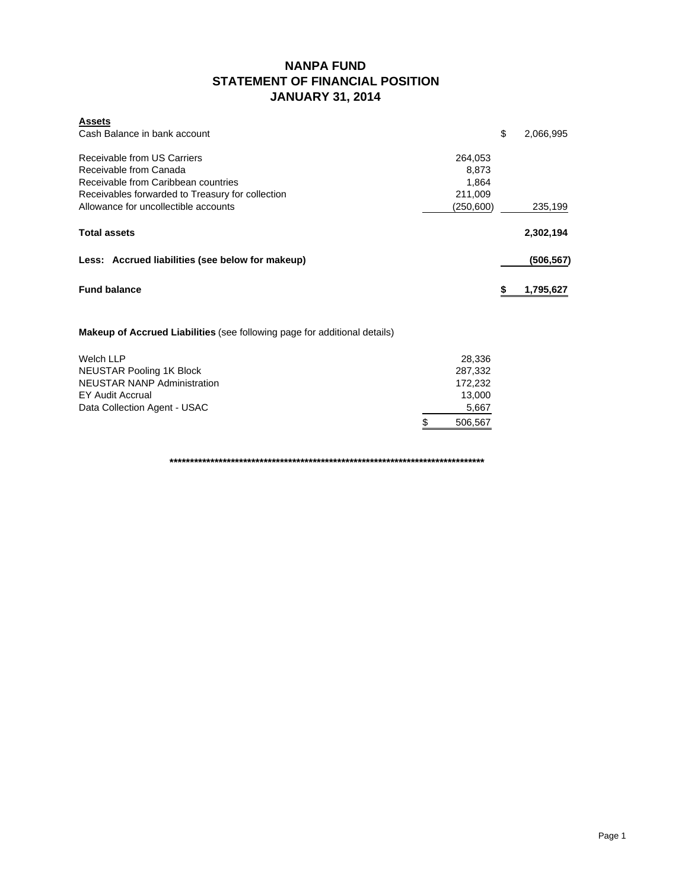# NANPA FUND
## STATEMENT OF FINANCIAL POSITION
## JANUARY 31, 2014

| **Assets** | | |
|---|---|---|
| Cash Balance in bank account | | $ 2,066,995 |
| | | |
| Receivable from US Carriers | 264,053 | |
| Receivable from Canada | 8,873 | |
| Receivable from Caribbean countries | 1,864 | |
| Receivables forwarded to Treasury for collection | 211,009 | |
| Allowance for uncollectible accounts | (250,600) | 235,199 |
| | | |
| **Total assets** | | **2,302,194** |
| | | |
| **Less: Accrued liabilities (see below for makeup)** | | **(506,567)** |
| | | |
| **Fund balance** | | **$ 1,795,627** |

**Makeup of Accrued Liabilities** (see following page for additional details)

| | |
|---|---|
| Welch LLP | 28,336 |
| NEUSTAR Pooling 1K Block | 287,332 |
| NEUSTAR NANP Administration | 172,232 |
| EY Audit Accrual | 13,000 |
| Data Collection Agent - USAC | 5,667 |
| | $ 506,567 |

********************************************************************************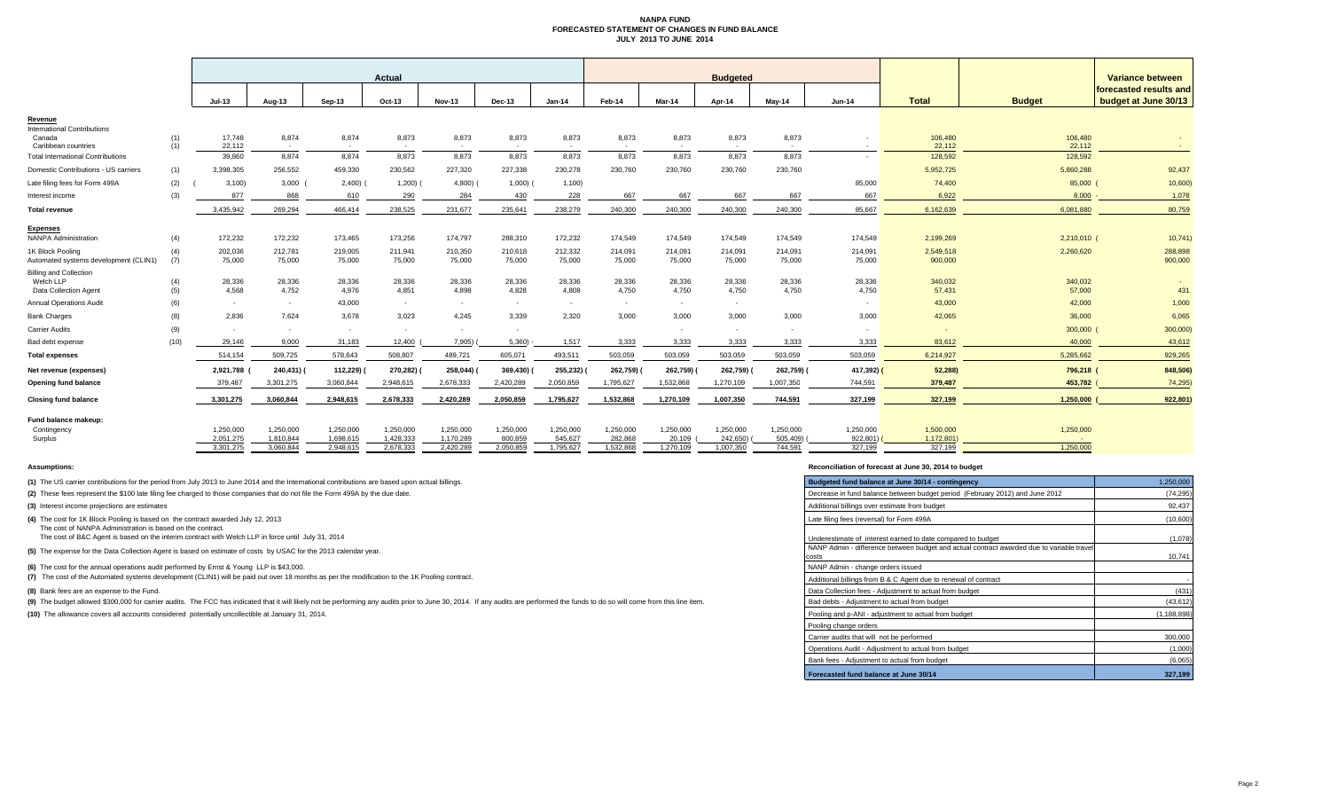# NANPA FUND
## FORECASTED STATEMENT OF CHANGES IN FUND BALANCE
### JULY 2013 TO JUNE 2014

| | | Actual | | | | | | | Budgeted | | | | | | | Variance between forecasted results and budget at June 30/13 |
|---|---|---|---|---|---|---|---|---|---|---|---|---|---|---|---|---|
| | | Jul-13 | Aug-13 | Sep-13 | Oct-13 | Nov-13 | Dec-13 | Jan-14 | Feb-14 | Mar-14 | Apr-14 | May-14 | Jun-14 | Total | Budget | |
| **Revenue** | | | | | | | | | | | | | | | | |
| International Contributions | | | | | | | | | | | | | | | | |
| Canada | (1) | 17,748 | 8,874 | 8,874 | 8,873 | 8,873 | 8,873 | 8,873 | 8,873 | 8,873 | 8,873 | 8,873 | - | 106,480 | 106,480 | - |
| Caribbean countries | (1) | 22,112 | - | - | - | - | - | - | - | - | - | - | - | 22,112 | 22,112 | - |
| Total International Contributions | | 39,860 | 8,874 | 8,874 | 8,873 | 8,873 | 8,873 | 8,873 | 8,873 | 8,873 | 8,873 | 8,873 | - | 128,592 | 128,592 | |
| Domestic Contributions - US carriers | (1) | 3,398,305 | 256,552 | 459,330 | 230,562 | 227,320 | 227,338 | 230,278 | 230,760 | 230,760 | 230,760 | 230,760 | | 5,952,725 | 5,860,288 | 92,437 |
| Late filing fees for Form 499A | (2) | (3,100) | 3,000 | (2,400) | (1,200) | (4,800) | (1,000) | (1,100) | | | | | 85,000 | 74,400 | 85,000 | (10,600) |
| Interest income | (3) | 877 | 868 | 610 | 290 | 284 | 430 | 228 | 667 | 667 | 667 | 667 | 667 | 6,922 | 8,000 | - 1,078 |
| **Total revenue** | | 3,435,942 | 269,294 | 466,414 | 238,525 | 231,677 | 235,641 | 238,279 | 240,300 | 240,300 | 240,300 | 240,300 | 85,667 | 6,162,639 | 6,081,880 | 80,759 |
| **Expenses** | | | | | | | | | | | | | | | | |
| NANPA Administration | (4) | 172,232 | 172,232 | 173,465 | 173,256 | 174,797 | 288,310 | 172,232 | 174,549 | 174,549 | 174,549 | 174,549 | 174,549 | 2,199,269 | 2,210,010 | (10,741) |
| 1K Block Pooling | (4) | 202,036 | 212,781 | 219,005 | 211,941 | 210,350 | 210,618 | 212,332 | 214,091 | 214,091 | 214,091 | 214,091 | 214,091 | 2,549,518 | 2,260,620 | 288,898 |
| Automated systems development (CLIN1) | (7) | 75,000 | 75,000 | 75,000 | 75,000 | 75,000 | 75,000 | 75,000 | 75,000 | 75,000 | 75,000 | 75,000 | 75,000 | 900,000 | | 900,000 |
| Billing and Collection | | | | | | | | | | | | | | | | |
| Welch LLP | (4) | 28,336 | 28,336 | 28,336 | 28,336 | 28,336 | 28,336 | 28,336 | 28,336 | 28,336 | 28,336 | 28,336 | 28,336 | 340,032 | 340,032 | - |
| Data Collection Agent | (5) | 4,568 | 4,752 | 4,976 | 4,851 | 4,898 | 4,828 | 4,808 | 4,750 | 4,750 | 4,750 | 4,750 | 4,750 | 57,431 | 57,000 | 431 |
| Annual Operations Audit | (6) | - | - | 43,000 | - | - | - | - | - | - | - | - | - | 43,000 | 42,000 | 1,000 |
| Bank Charges | (8) | 2,836 | 7,624 | 3,678 | 3,023 | 4,245 | 3,339 | 2,320 | 3,000 | 3,000 | 3,000 | 3,000 | 3,000 | 42,065 | 36,000 | 6,065 |
| Carrier Audits | (9) | - | - | - | - | - | - | | | - | - | - | - | - | 300,000 | (300,000) |
| Bad debt expense | (10) | 29,146 | 9,000 | 31,183 | 12,400 | (7,905) | (5,360) | - 1,517 | 3,333 | 3,333 | 3,333 | 3,333 | 3,333 | 83,612 | 40,000 | 43,612 |
| **Total expenses** | | 514,154 | 509,725 | 578,643 | 508,807 | 489,721 | 605,071 | 493,511 | 503,059 | 503,059 | 503,059 | 503,059 | 503,059 | 6,214,927 | 5,285,662 | 929,265 |
| **Net revenue (expenses)** | | 2,921,788 | (240,431) | (112,229) | (270,282) | (258,044) | (369,430) | (255,232) | (262,759) | (262,759) | (262,759) | (262,759) | (417,392) | (52,288) | 796,218 | (848,506) |
| **Opening fund balance** | | 379,487 | 3,301,275 | 3,060,844 | 2,948,615 | 2,678,333 | 2,420,289 | 2,050,859 | 1,795,627 | 1,532,868 | 1,270,109 | 1,007,350 | 744,591 | 379,487 | 453,782 | (74,295) |
| **Closing fund balance** | | 3,301,275 | 3,060,844 | 2,948,615 | 2,678,333 | 2,420,289 | 2,050,859 | 1,795,627 | 1,532,868 | 1,270,109 | 1,007,350 | 744,591 | 327,199 | 327,199 | 1,250,000 | (922,801) |
| **Fund balance makeup:** | | | | | | | | | | | | | | | | |
| Contingency | | 1,250,000 | 1,250,000 | 1,250,000 | 1,250,000 | 1,250,000 | 1,250,000 | 1,250,000 | 1,250,000 | 1,250,000 | 1,250,000 | 1,250,000 | 1,250,000 | 1,500,000 | 1,250,000 | |
| Surplus | | 2,051,275 | 1,810,844 | 1,698,615 | 1,428,333 | 1,170,289 | 800,859 | 545,627 | 282,868 | 20,109 | (242,650) | (505,409) | (922,801) | (1,172,801) | - | |
| | | 3,301,275 | 3,060,844 | 2,948,615 | 2,678,333 | 2,420,289 | 2,050,859 | 1,795,627 | 1,532,868 | 1,270,109 | 1,007,350 | 744,591 | 327,199 | 327,199 | 1,250,000 | |

**Assumptions:**

**(1)** The US carrier contributions for the period from July 2013 to June 2014 and the International contributions are based upon actual billings.

**(2)** These fees represent the $100 late filing fee charged to those companies that do not file the Form 499A by the due date.

**(3)** Interest income projections are estimates

**(4)** The cost for 1K Block Pooling is based on the contract awarded July 12, 2013
The cost of NANPA Administration is based on the contract.
The cost of B&C Agent is based on the interim contract with Welch LLP in force until July 31, 2014

**(5)** The expense for the Data Collection Agent is based on estimate of costs by USAC for the 2013 calendar year.

**(6)** The cost for the annual operations audit performed by Ernst & Young LLP is $43,000.

**(7)** The cost of the Automated systems development (CLIN1) will be paid out over 18 months as per the modification to the 1K Pooling contract.

**(8)** Bank fees are an expense to the Fund.

**(9)** The budget allowed $300,000 for carrier audits. The FCC has indicated that it will likely not be performing any audits prior to June 30, 2014. If any audits are performed the funds to do so will come from this line item.

**(10)** The allowance covers all accounts considered potentially uncollectible at January 31, 2014.

**Reconciliation of forecast at June 30, 2014 to budget**

| Item | Amount |
|---|---|
| **Budgeted fund balance at June 30/14 - contingency** | 1,250,000 |
| Decrease in fund balance between budget period (February 2012) and June 2012 | (74,295) |
| Additional billings over estimate from budget | 92,437 |
| Late filing fees (reversal) for Form 499A | (10,600) |
| Underestimate of interest earned to date compared to budget | (1,078) |
| NANP Admin - difference between budget and actual contract awarded due to variable travel costs | 10,741 |
| NANP Admin - change orders issued | |
| Additional billings from B & C Agent due to renewal of contract | - |
| Data Collection fees - Adjustment to actual from budget | (431) |
| Bad debts - Adjustment to actual from budget | (43,612) |
| Pooling and p-ANI - adjustment to actual from budget | (1,188,898) |
| Pooling change orders | |
| Carrier audits that will not be performed | 300,000 |
| Operations Audit - Adjustment to actual from budget | (1,000) |
| Bank fees - Adjustment to actual from budget | (6,065) |
| **Forecasted fund balance at June 30/14** | **327,199** |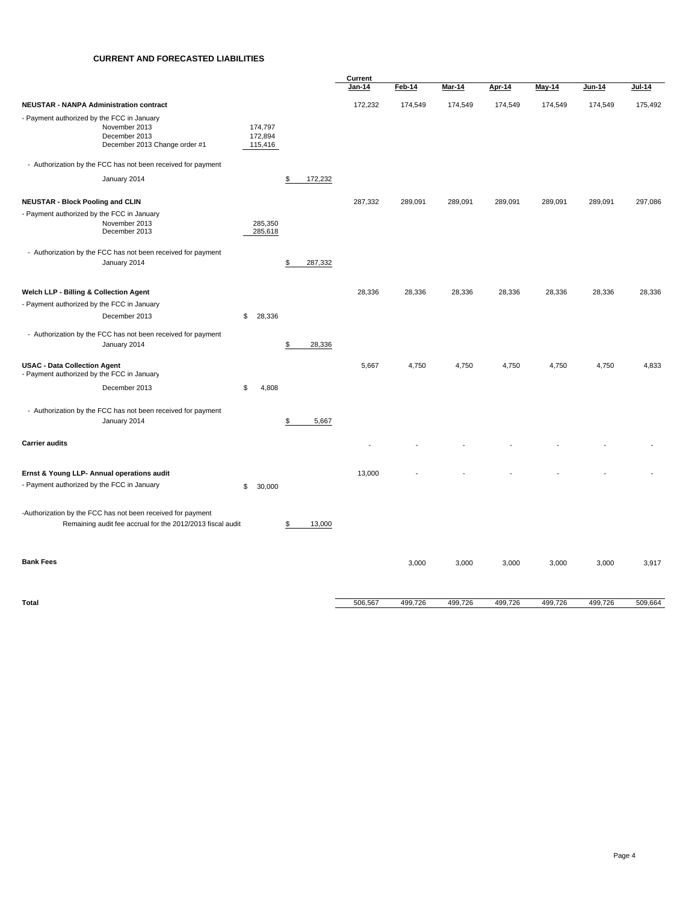## CURRENT AND FORECASTED LIABILITIES

| | | | Current Jan-14 | Feb-14 | Mar-14 | Apr-14 | May-14 | Jun-14 | Jul-14 |
|---|---|---|---|---|---|---|---|---|---|
| **NEUSTAR - NANPA Administration contract** | | | 172,232 | 174,549 | 174,549 | 174,549 | 174,549 | 174,549 | 175,492 |
| - Payment authorized by the FCC in January | | | | | | | | | |
| November 2013 | 174,797 | | | | | | | | |
| December 2013 | 172,894 | | | | | | | | |
| December 2013 Change order #1 | 115,416 | | | | | | | | |
| - Authorization by the FCC has not been received for payment | | | | | | | | | |
| January 2014 | | $ 172,232 | | | | | | | |
| **NEUSTAR - Block Pooling and CLIN** | | | 287,332 | 289,091 | 289,091 | 289,091 | 289,091 | 289,091 | 297,086 |
| - Payment authorized by the FCC in January | | | | | | | | | |
| November 2013 | 285,350 | | | | | | | | |
| December 2013 | 285,618 | | | | | | | | |
| - Authorization by the FCC has not been received for payment | | | | | | | | | |
| January 2014 | | $ 287,332 | | | | | | | |
| **Welch LLP - Billing & Collection Agent** | | | 28,336 | 28,336 | 28,336 | 28,336 | 28,336 | 28,336 | 28,336 |
| - Payment authorized by the FCC in January | | | | | | | | | |
| December 2013 | $ 28,336 | | | | | | | | |
| - Authorization by the FCC has not been received for payment | | | | | | | | | |
| January 2014 | | $ 28,336 | | | | | | | |
| **USAC - Data Collection Agent** | | | 5,667 | 4,750 | 4,750 | 4,750 | 4,750 | 4,750 | 4,833 |
| - Payment authorized by the FCC in January | | | | | | | | | |
| December 2013 | $ 4,808 | | | | | | | | |
| - Authorization by the FCC has not been received for payment | | | | | | | | | |
| January 2014 | | $ 5,667 | | | | | | | |
| **Carrier audits** | | | - | - | - | - | - | - | - |
| **Ernst & Young LLP- Annual operations audit** | | | 13,000 | - | - | - | - | - | - |
| - Payment authorized by the FCC in January | $ 30,000 | | | | | | | | |
| -Authorization by the FCC has not been received for payment | | | | | | | | | |
| Remaining audit fee accrual for the 2012/2013 fiscal audit | | $ 13,000 | | | | | | | |
| **Bank Fees** | | | | 3,000 | 3,000 | 3,000 | 3,000 | 3,000 | 3,917 |
| **Total** | | | 506,567 | 499,726 | 499,726 | 499,726 | 499,726 | 499,726 | 509,664 |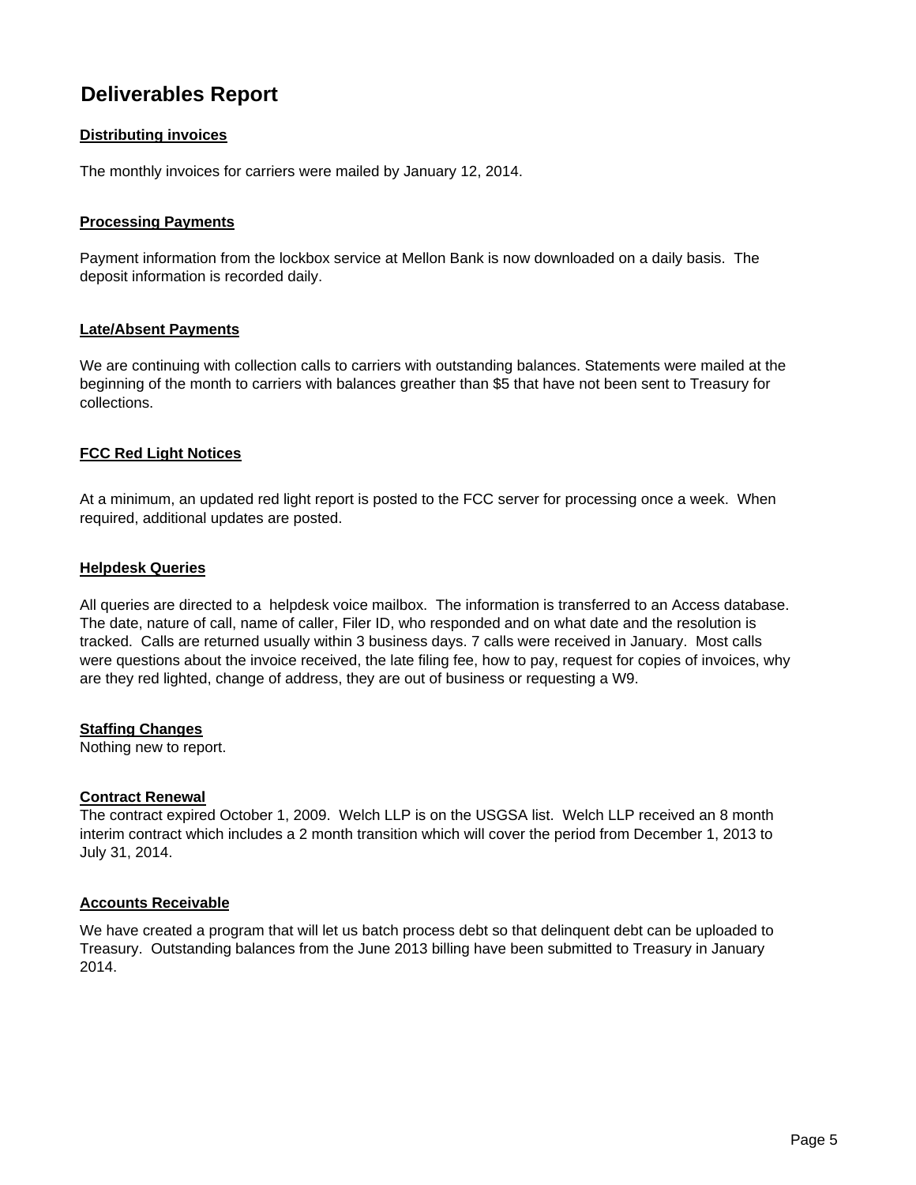# Deliverables Report

**Distributing invoices**

The monthly invoices for carriers were mailed by January 12, 2014.

**Processing Payments**

Payment information from the lockbox service at Mellon Bank is now downloaded on a daily basis. The deposit information is recorded daily.

**Late/Absent Payments**

We are continuing with collection calls to carriers with outstanding balances. Statements were mailed at the beginning of the month to carriers with balances greather than $5 that have not been sent to Treasury for collections.

**FCC Red Light Notices**

At a minimum, an updated red light report is posted to the FCC server for processing once a week. When required, additional updates are posted.

**Helpdesk Queries**

All queries are directed to a helpdesk voice mailbox. The information is transferred to an Access database. The date, nature of call, name of caller, Filer ID, who responded and on what date and the resolution is tracked. Calls are returned usually within 3 business days. 7 calls were received in January. Most calls were questions about the invoice received, the late filing fee, how to pay, request for copies of invoices, why are they red lighted, change of address, they are out of business or requesting a W9.

**Staffing Changes**

Nothing new to report.

**Contract Renewal**

The contract expired October 1, 2009. Welch LLP is on the USGSA list. Welch LLP received an 8 month interim contract which includes a 2 month transition which will cover the period from December 1, 2013 to July 31, 2014.

**Accounts Receivable**

We have created a program that will let us batch process debt so that delinquent debt can be uploaded to Treasury. Outstanding balances from the June 2013 billing have been submitted to Treasury in January 2014.